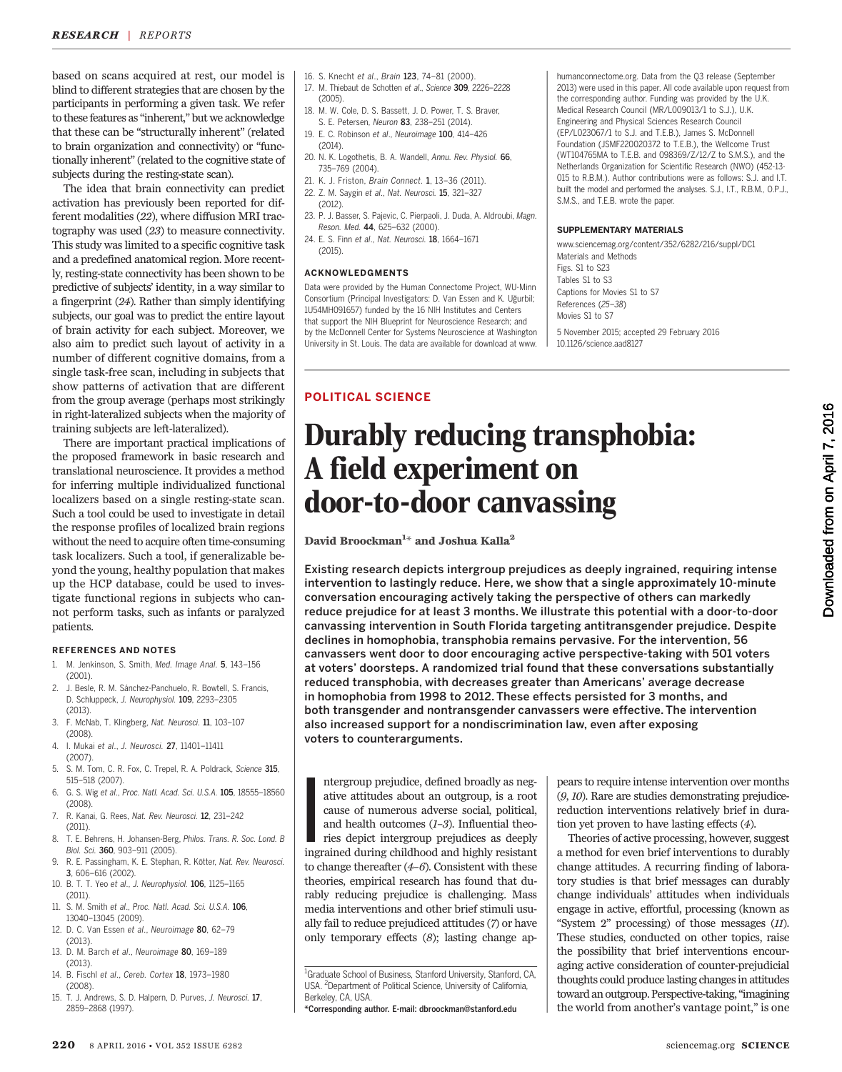based on scans acquired at rest, our model is blind to different strategies that are chosen by the participants in performing a given task. We refer to these features as "inherent," but we acknowledge that these can be "structurally inherent" (related to brain organization and connectivity) or "functionally inherent" (related to the cognitive state of subjects during the resting-state scan).

The idea that brain connectivity can predict activation has previously been reported for different modalities (*22*), where diffusion MRI tractography was used (*23*) to measure connectivity. This study was limited to a specific cognitive task and a predefined anatomical region. More recently, resting-state connectivity has been shown to be predictive of subjects' identity, in a way similar to a fingerprint (*24*). Rather than simply identifying subjects, our goal was to predict the entire layout of brain activity for each subject. Moreover, we also aim to predict such layout of activity in a number of different cognitive domains, from a single task-free scan, including in subjects that show patterns of activation that are different from the group average (perhaps most strikingly in right-lateralized subjects when the majority of training subjects are left-lateralized).

There are important practical implications of the proposed framework in basic research and translational neuroscience. It provides a method for inferring multiple individualized functional localizers based on a single resting-state scan. Such a tool could be used to investigate in detail the response profiles of localized brain regions without the need to acquire often time-consuming task localizers. Such a tool, if generalizable beyond the young, healthy population that makes up the HCP database, could be used to investigate functional regions in subjects who cannot perform tasks, such as infants or paralyzed patients.

#### REFERENCES AND NOTES

1. M. Jenkinson, S. Smith, *Med. Image Anal.* **5**, 143–156 (2001).
2. J. R. Besle, R. M. Sánchez-Panchuelo, R. Bowtell, S. Francis, D. Schluppeck, *J. Neurophysiol.* **109**, 2293–2305 (2013).
3. F. McNab, T. Klingberg, *Nat. Neurosci.* **11**, 103–107 (2008).
4. I. Mukai *et al.*, *J. Neurosci.* **27**, 11401–11411 (2007).
5. S. M. Tom, C. R. Fox, C. Trepel, R. A. Poldrack, *Science* **315**, 515–518 (2007).
6. G. S. Wig *et al.*, *Proc. Natl. Acad. Sci. U.S.A.* **105**, 18555–18560 (2008).
7. R. Kanai, G. Rees, *Nat. Rev. Neurosci.* **12**, 231–242 (2011).
8. T. E. Behrens, H. Johansen-Berg, *Philos. Trans. R. Soc. Lond. B Biol. Sci.* **360**, 903–911 (2005).
9. R. E. Passingham, K. E. Stephan, R. Kötter, *Nat. Rev. Neurosci.* **3**, 606–616 (2002).
10. B. T. T. Yeo *et al.*, *J. Neurophysiol.* **106**, 1125–1165 (2011).
11. S. M. Smith *et al.*, *Proc. Natl. Acad. Sci. U.S.A.* **106**, 13040–13045 (2009).
12. D. C. Van Essen *et al.*, *Neuroimage* **80**, 62–79 (2013).
13. D. M. Barch *et al.*, *Neuroimage* **80**, 169–189 (2013).
14. B. Fischl *et al.*, *Cereb. Cortex* **18**, 1973–1980 (2008).
15. T. J. Andrews, S. D. Halpern, D. Purves, *J. Neurosci.* **17**, 2859–2868 (1997).
16. S. Knecht *et al.*, *Brain* **123**, 74–81 (2000).
17. M. Thiebaut de Schotten *et al.*, *Science* **309**, 2226–2228 (2005).
18. M. W. Cole, D. S. Bassett, J. D. Power, T. S. Braver, S. E. Petersen, *Neuron* **83**, 238–251 (2014).
19. E. C. Robinson *et al.*, *Neuroimage* **100**, 414–426 (2014).
20. N. K. Logothetis, B. A. Wandell, *Annu. Rev. Physiol.* **66**, 735–769 (2004).
21. K. J. Friston, *Brain Connect.* **1**, 13–36 (2011).
22. Z. M. Saygin *et al.*, *Nat. Neurosci.* **15**, 321–327 (2012).
23. P. J. Basser, S. Pajevic, C. Pierpaoli, J. Duda, A. Aldroubi, *Magn. Reson. Med.* **44**, 625–632 (2000).
24. E. S. Finn *et al.*, *Nat. Neurosci.* **18**, 1664–1671 (2015).

#### ACKNOWLEDGMENTS

Data were provided by the Human Connectome Project, WU-Minn Consortium (Principal Investigators: D. Van Essen and K. Uğurbil; 1U54MH091657) funded by the 16 NIH Institutes and Centers that support the NIH Blueprint for Neuroscience Research; and by the McDonnell Center for Systems Neuroscience at Washington University in St. Louis. The data are available for download at www.humanconnectome.org. Data from the Q3 release (September 2013) were used in this paper. All code available upon request from the corresponding author. Funding was provided by the U.K. Medical Research Council (MR/L009013/1 to S.J.), U.K. Engineering and Physical Sciences Research Council (EP/L023067/1 to S.J. and T.E.B.), James S. McDonnell Foundation (JSMF220020372 to T.E.B.), the Wellcome Trust (WT104765MA to T.E.B. and 098369/Z/12/Z to S.M.S.), and the Netherlands Organization for Scientific Research (NWO) (452-13-015 to R.B.M.). Author contributions were as follows: S.J. and I.T. built the model and performed the analyses. S.J., I.T., R.B.M., O.P.J., S.M.S., and T.E.B. wrote the paper.

#### SUPPLEMENTARY MATERIALS

www.sciencemag.org/content/352/6282/216/suppl/DC1
Materials and Methods
Figs. S1 to S23
Tables S1 to S3
Captions for Movies S1 to S7
References (*25*–*38*)
Movies S1 to S7

5 November 2015; accepted 29 February 2016
10.1126/science.aad8127

---

**POLITICAL SCIENCE**

# Durably reducing transphobia: A field experiment on door-to-door canvassing

**David Broockman[1]* and Joshua Kalla[2]**

**Existing research depicts intergroup prejudices as deeply ingrained, requiring intense intervention to lastingly reduce. Here, we show that a single approximately 10-minute conversation encouraging actively taking the perspective of others can markedly reduce prejudice for at least 3 months. We illustrate this potential with a door-to-door canvassing intervention in South Florida targeting antitransgender prejudice. Despite declines in homophobia, transphobia remains pervasive. For the intervention, 56 canvassers went door to door encouraging active perspective-taking with 501 voters at voters' doorsteps. A randomized trial found that these conversations substantially reduced transphobia, with decreases greater than Americans' average decrease in homophobia from 1998 to 2012. These effects persisted for 3 months, and both transgender and nontransgender canvassers were effective. The intervention also increased support for a nondiscrimination law, even after exposing voters to counterarguments.**

Intergroup prejudice, defined broadly as negative attitudes about an outgroup, is a root cause of numerous adverse social, political, and health outcomes (*1*–*3*). Influential theories depict intergroup prejudices as deeply ingrained during childhood and highly resistant to change thereafter (*4*–*6*). Consistent with these theories, empirical research has found that durably reducing prejudice is challenging. Mass media interventions and other brief stimuli usually fail to reduce prejudiced attitudes (*7*) or have only temporary effects (*8*); lasting change appears to require intense intervention over months (*9*, *10*). Rare are studies demonstrating prejudice-reduction interventions relatively brief in duration yet proven to have lasting effects (*4*).

Theories of active processing, however, suggest a method for even brief interventions to durably change attitudes. A recurring finding of laboratory studies is that brief messages can durably change individuals' attitudes when individuals engage in active, effortful, processing (known as "System 2" processing) of those messages (*11*). These studies, conducted on other topics, raise the possibility that brief interventions encouraging active consideration of counter-prejudicial thoughts could produce lasting changes in attitudes toward an outgroup. Perspective-taking, "imagining the world from another's vantage point," is one

[1]Graduate School of Business, Stanford University, Stanford, CA, USA. [2]Department of Political Science, University of California, Berkeley, CA, USA.
*Corresponding author. E-mail: dbroockman@stanford.edu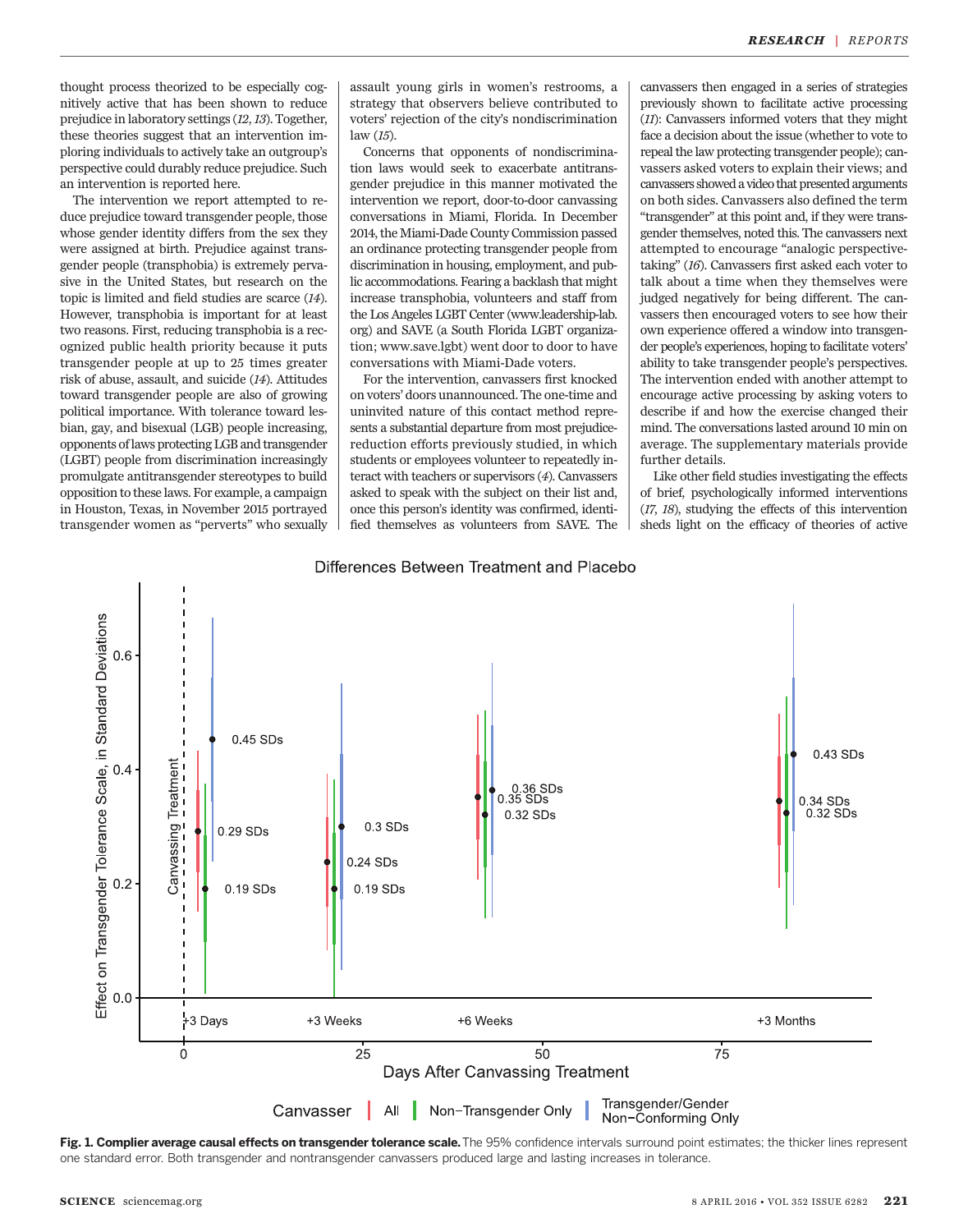thought process theorized to be especially cognitively active that has been shown to reduce prejudice in laboratory settings (12, 13). Together, these theories suggest that an intervention imploring individuals to actively take an outgroup's perspective could durably reduce prejudice. Such an intervention is reported here.

The intervention we report attempted to reduce prejudice toward transgender people, those whose gender identity differs from the sex they were assigned at birth. Prejudice against transgender people (transphobia) is extremely pervasive in the United States, but research on the topic is limited and field studies are scarce (14). However, transphobia is important for at least two reasons. First, reducing transphobia is a recognized public health priority because it puts transgender people at up to 25 times greater risk of abuse, assault, and suicide (14). Attitudes toward transgender people are also of growing political importance. With tolerance toward lesbian, gay, and bisexual (LGB) people increasing, opponents of laws protecting LGB and transgender (LGBT) people from discrimination increasingly promulgate antitransgender stereotypes to build opposition to these laws. For example, a campaign in Houston, Texas, in November 2015 portrayed transgender women as "perverts" who sexually assault young girls in women's restrooms, a strategy that observers believe contributed to voters' rejection of the city's nondiscrimination law (15).

Concerns that opponents of nondiscrimination laws would seek to exacerbate antitransgender prejudice in this manner motivated the intervention we report, door-to-door canvassing conversations in Miami, Florida. In December 2014, the Miami-Dade County Commission passed an ordinance protecting transgender people from discrimination in housing, employment, and public accommodations. Fearing a backlash that might increase transphobia, volunteers and staff from the Los Angeles LGBT Center (www.leadership-lab.org) and SAVE (a South Florida LGBT organization; www.save.lgbt) went door to door to have conversations with Miami-Dade voters.

For the intervention, canvassers first knocked on voters' doors unannounced. The one-time and uninvited nature of this contact method represents a substantial departure from most prejudice-reduction efforts previously studied, in which students or employees volunteer to repeatedly interact with teachers or supervisors (4). Canvassers asked to speak with the subject on their list and, once this person's identity was confirmed, identified themselves as volunteers from SAVE. The canvassers then engaged in a series of strategies previously shown to facilitate active processing (11): Canvassers informed voters that they might face a decision about the issue (whether to vote to repeal the law protecting transgender people); canvassers asked voters to explain their views; and canvassers showed a video that presented arguments on both sides. Canvassers also defined the term "transgender" at this point and, if they were transgender themselves, noted this. The canvassers next attempted to encourage "analogic perspective-taking" (16). Canvassers first asked each voter to talk about a time when they themselves were judged negatively for being different. The canvassers then encouraged voters to see how their own experience offered a window into transgender people's experiences, hoping to facilitate voters' ability to take transgender people's perspectives. The intervention ended with another attempt to encourage active processing by asking voters to describe if and how the exercise changed their mind. The conversations lasted around 10 min on average. The supplementary materials provide further details.

Like other field studies investigating the effects of brief, psychologically informed interventions (17, 18), studying the effects of this intervention sheds light on the efficacy of theories of active

**Fig. 1. Complier average causal effects on transgender tolerance scale.** The 95% confidence intervals surround point estimates; the thicker lines represent one standard error. Both transgender and nontransgender canvassers produced large and lasting increases in tolerance.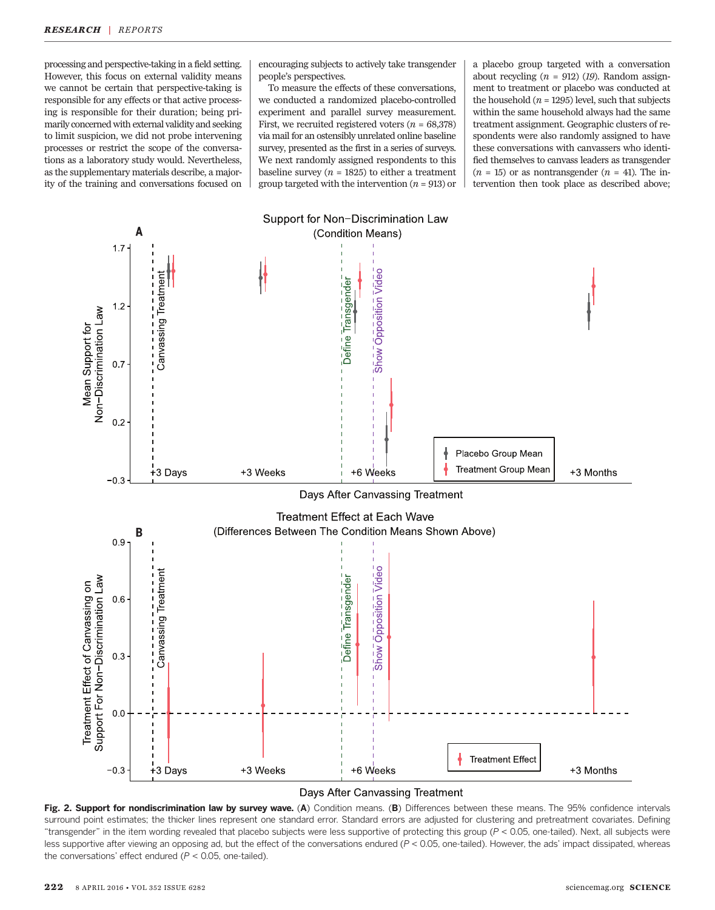processing and perspective-taking in a field setting. However, this focus on external validity means we cannot be certain that perspective-taking is responsible for any effects or that active processing is responsible for their duration; being primarily concerned with external validity and seeking to limit suspicion, we did not probe intervening processes or restrict the scope of the conversations as a laboratory study would. Nevertheless, as the supplementary materials describe, a majority of the training and conversations focused on encouraging subjects to actively take transgender people's perspectives.

To measure the effects of these conversations, we conducted a randomized placebo-controlled experiment and parallel survey measurement. First, we recruited registered voters ($n$ = 68,378) via mail for an ostensibly unrelated online baseline survey, presented as the first in a series of surveys. We next randomly assigned respondents to this baseline survey ($n$ = 1825) to either a treatment group targeted with the intervention ($n$ = 913) or a placebo group targeted with a conversation about recycling ($n$ = 912) (19). Random assignment to treatment or placebo was conducted at the household ($n$ = 1295) level, such that subjects within the same household always had the same treatment assignment. Geographic clusters of respondents were also randomly assigned to have these conversations with canvassers who identified themselves to canvass leaders as transgender ($n$ = 15) or as nontransgender ($n$ = 41). The intervention then took place as described above;

**Fig. 2. Support for nondiscrimination law by survey wave.** (**A**) Condition means. (**B**) Differences between these means. The 95% confidence intervals surround point estimates; the thicker lines represent one standard error. Standard errors are adjusted for clustering and pretreatment covariates. Defining "transgender" in the item wording revealed that placebo subjects were less supportive of protecting this group ($P$ < 0.05, one-tailed). Next, all subjects were less supportive after viewing an opposing ad, but the effect of the conversations endured ($P$ < 0.05, one-tailed). However, the ads' impact dissipated, whereas the conversations' effect endured ($P$ < 0.05, one-tailed).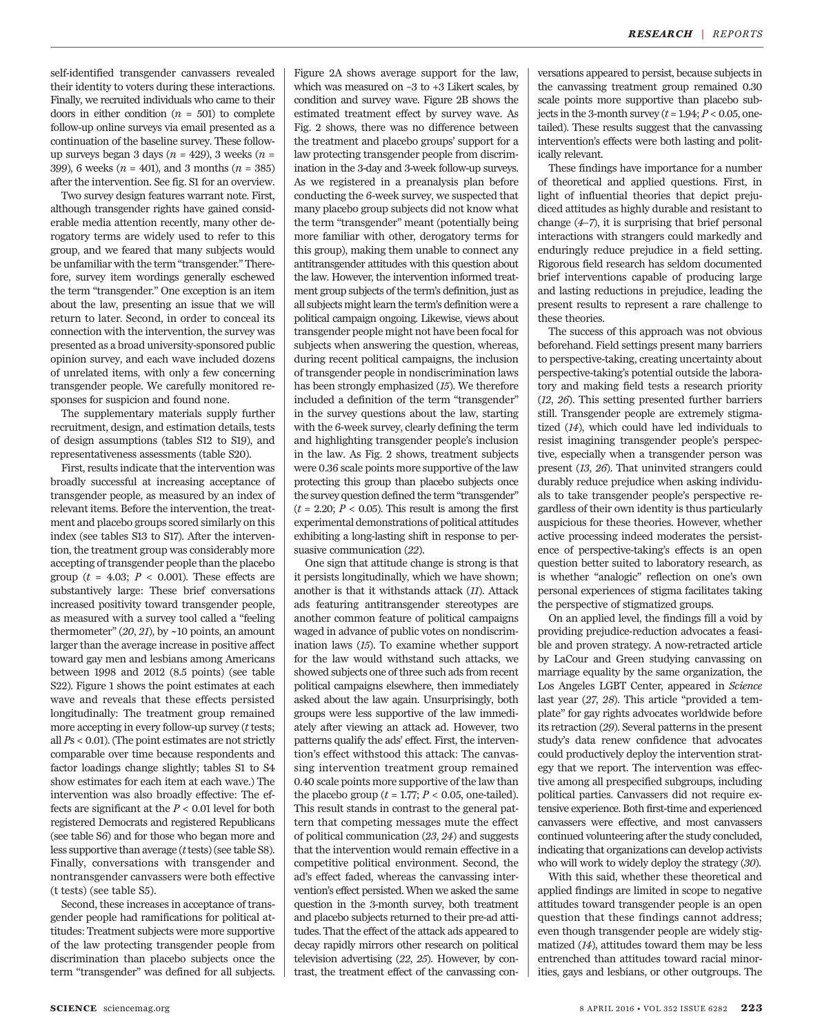self-identified transgender canvassers revealed their identity to voters during these interactions. Finally, we recruited individuals who came to their doors in either condition ($n$ = 501) to complete follow-up online surveys via email presented as a continuation of the baseline survey. These follow-up surveys began 3 days ($n$ = 429), 3 weeks ($n$ = 399), 6 weeks ($n$ = 401), and 3 months ($n$ = 385) after the intervention. See fig. S1 for an overview.

Two survey design features warrant note. First, although transgender rights have gained considerable media attention recently, many other derogatory terms are widely used to refer to this group, and we feared that many subjects would be unfamiliar with the term "transgender." Therefore, survey item wordings generally eschewed the term "transgender." One exception is an item about the law, presenting an issue that we will return to later. Second, in order to conceal its connection with the intervention, the survey was presented as a broad university-sponsored public opinion survey, and each wave included dozens of unrelated items, with only a few concerning transgender people. We carefully monitored responses for suspicion and found none.

The supplementary materials supply further recruitment, design, and estimation details, tests of design assumptions (tables S12 to S19), and representativeness assessments (table S20).

First, results indicate that the intervention was broadly successful at increasing acceptance of transgender people, as measured by an index of relevant items. Before the intervention, the treatment and placebo groups scored similarly on this index (see tables S13 to S17). After the intervention, the treatment group was considerably more accepting of transgender people than the placebo group ($t$ = 4.03; $P$ < 0.001). These effects are substantively large: These brief conversations increased positivity toward transgender people, as measured with a survey tool called a "feeling thermometer" (*20*, *21*), by ~10 points, an amount larger than the average increase in positive affect toward gay men and lesbians among Americans between 1998 and 2012 (8.5 points) (see table S22). Figure 1 shows the point estimates at each wave and reveals that these effects persisted longitudinally: The treatment group remained more accepting in every follow-up survey ($t$ tests; all $P$s < 0.01). (The point estimates are not strictly comparable over time because respondents and factor loadings change slightly; tables S1 to S4 show estimates for each item at each wave.) The intervention was also broadly effective: The effects are significant at the $P$ < 0.01 level for both registered Democrats and registered Republicans (see table S6) and for those who began more and less supportive than average ($t$ tests) (see table S8). Finally, conversations with transgender and nontransgender canvassers were both effective (t tests) (see table S5).

Second, these increases in acceptance of transgender people had ramifications for political attitudes: Treatment subjects were more supportive of the law protecting transgender people from discrimination than placebo subjects once the term "transgender" was defined for all subjects. Figure 2A shows average support for the law, which was measured on –3 to +3 Likert scales, by condition and survey wave. Figure 2B shows the estimated treatment effect by survey wave. As Fig. 2 shows, there was no difference between the treatment and placebo groups' support for a law protecting transgender people from discrimination in the 3-day and 3-week follow-up surveys. As we registered in a preanalysis plan before conducting the 6-week survey, we suspected that many placebo group subjects did not know what the term "transgender" meant (potentially being more familiar with other, derogatory terms for this group), making them unable to connect any antitransgender attitudes with this question about the law. However, the intervention informed treatment group subjects of the term's definition, just as all subjects might learn the term's definition were a political campaign ongoing. Likewise, views about transgender people might not have been focal for subjects when answering the question, whereas, during recent political campaigns, the inclusion of transgender people in nondiscrimination laws has been strongly emphasized (*15*). We therefore included a definition of the term "transgender" in the survey questions about the law, starting with the 6-week survey, clearly defining the term and highlighting transgender people's inclusion in the law. As Fig. 2 shows, treatment subjects were 0.36 scale points more supportive of the law protecting this group than placebo subjects once the survey question defined the term "transgender" ($t$ = 2.20; $P$ < 0.05). This result is among the first experimental demonstrations of political attitudes exhibiting a long-lasting shift in response to persuasive communication (*22*).

One sign that attitude change is strong is that it persists longitudinally, which we have shown; another is that it withstands attack (*11*). Attack ads featuring antitransgender stereotypes are another common feature of political campaigns waged in advance of public votes on nondiscrimination laws (*15*). To examine whether support for the law would withstand such attacks, we showed subjects one of three such ads from recent political campaigns elsewhere, then immediately asked about the law again. Unsurprisingly, both groups were less supportive of the law immediately after viewing an attack ad. However, two patterns qualify the ads' effect. First, the intervention's effect withstood this attack: The canvassing intervention treatment group remained 0.40 scale points more supportive of the law than the placebo group ($t$ = 1.77; $P$ < 0.05, one-tailed). This result stands in contrast to the general pattern that competing messages mute the effect of political communication (*23*, *24*) and suggests that the intervention would remain effective in a competitive political environment. Second, the ad's effect faded, whereas the canvassing intervention's effect persisted. When we asked the same question in the 3-month survey, both treatment and placebo subjects returned to their pre-ad attitudes. That the effect of the attack ads appeared to decay rapidly mirrors other research on political television advertising (*22*, *25*). However, by contrast, the treatment effect of the canvassing conversations appeared to persist, because subjects in the canvassing treatment group remained 0.30 scale points more supportive than placebo subjects in the 3-month survey ($t$ = 1.94; $P$ < 0.05, one-tailed). These results suggest that the canvassing intervention's effects were both lasting and politically relevant.

These findings have importance for a number of theoretical and applied questions. First, in light of influential theories that depict prejudiced attitudes as highly durable and resistant to change (*4*–*7*), it is surprising that brief personal interactions with strangers could markedly and enduringly reduce prejudice in a field setting. Rigorous field research has seldom documented brief interventions capable of producing large and lasting reductions in prejudice, leading the present results to represent a rare challenge to these theories.

The success of this approach was not obvious beforehand. Field settings present many barriers to perspective-taking, creating uncertainty about perspective-taking's potential outside the laboratory and making field tests a research priority (*12*, *26*). This setting presented further barriers still. Transgender people are extremely stigmatized (*14*), which could have led individuals to resist imagining transgender people's perspective, especially when a transgender person was present (*13*, *26*). That uninvited strangers could durably reduce prejudice when asking individuals to take transgender people's perspective regardless of their own identity is thus particularly auspicious for these theories. However, whether active processing indeed moderates the persistence of perspective-taking's effects is an open question better suited to laboratory research, as is whether "analogic" reflection on one's own personal experiences of stigma facilitates taking the perspective of stigmatized groups.

On an applied level, the findings fill a void by providing prejudice-reduction advocates a feasible and proven strategy. A now-retracted article by LaCour and Green studying canvassing on marriage equality by the same organization, the Los Angeles LGBT Center, appeared in *Science* last year (*27*, *28*). This article "provided a template" for gay rights advocates worldwide before its retraction (*29*). Several patterns in the present study's data renew confidence that advocates could productively deploy the intervention strategy that we report. The intervention was effective among all prespecified subgroups, including political parties. Canvassers did not require extensive experience. Both first-time and experienced canvassers were effective, and most canvassers continued volunteering after the study concluded, indicating that organizations can develop activists who will work to widely deploy the strategy (*30*).

With this said, whether these theoretical and applied findings are limited in scope to negative attitudes toward transgender people is an open question that these findings cannot address; even though transgender people are widely stigmatized (*14*), attitudes toward them may be less entrenched than attitudes toward racial minorities, gays and lesbians, or other outgroups. The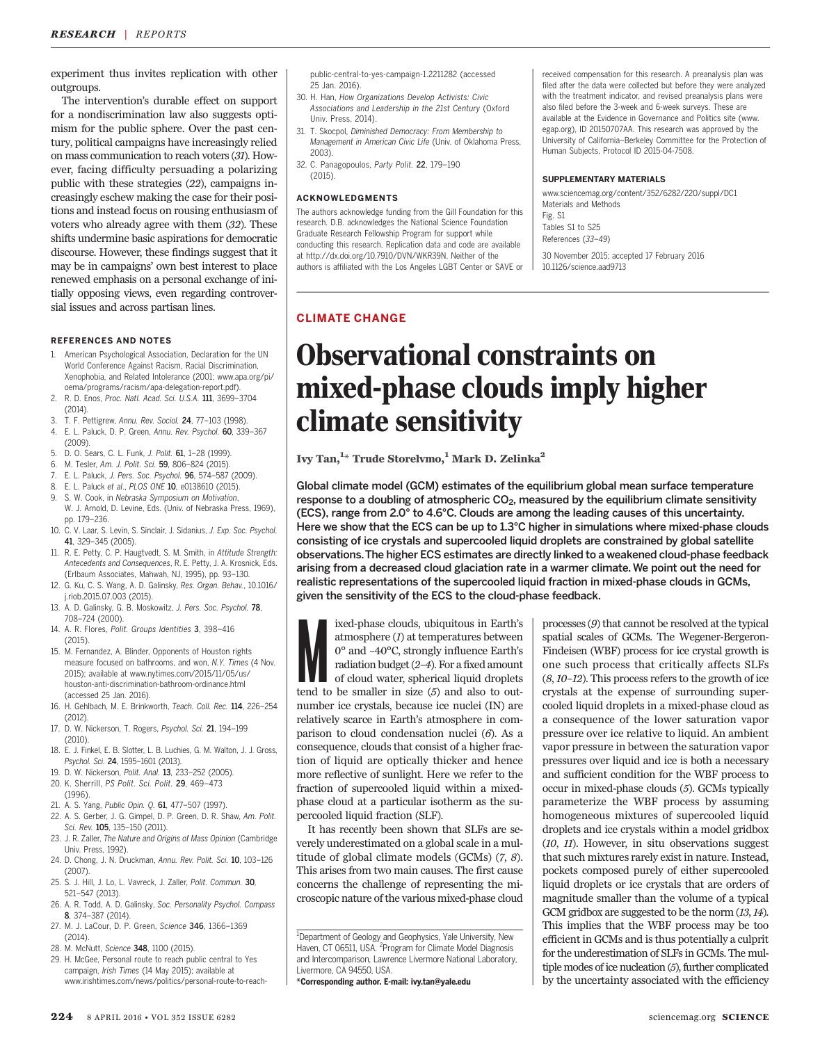experiment thus invites replication with other outgroups.

The intervention's durable effect on support for a nondiscrimination law also suggests optimism for the public sphere. Over the past century, political campaigns have increasingly relied on mass communication to reach voters (*31*). However, facing difficulty persuading a polarizing public with these strategies (*22*), campaigns increasingly eschew making the case for their positions and instead focus on rousing enthusiasm of voters who already agree with them (*32*). These shifts undermine basic aspirations for democratic discourse. However, these findings suggest that it may be in campaigns' own best interest to place renewed emphasis on a personal exchange of initially opposing views, even regarding controversial issues and across partisan lines.

#### REFERENCES AND NOTES

1. American Psychological Association, Declaration for the UN World Conference Against Racism, Racial Discrimination, Xenophobia, and Related Intolerance (2001; www.apa.org/pi/oema/programs/racism/apa-delegation-report.pdf).
2. R. D. Enos, *Proc. Natl. Acad. Sci. U.S.A.* **111**, 3699–3704 (2014).
3. T. F. Pettigrew, *Annu. Rev. Sociol.* **24**, 77–103 (1998).
4. E. L. Paluck, D. P. Green, *Annu. Rev. Psychol.* **60**, 339–367 (2009).
5. D. O. Sears, C. L. Funk, *J. Polit.* **61**, 1–28 (1999).
6. M. Tesler, *Am. J. Polit. Sci.* **59**, 806–824 (2015).
7. E. L. Paluck, *J. Pers. Soc. Psychol.* **96**, 574–587 (2009).
8. E. L. Paluck *et al.*, *PLOS ONE* **10**, e0138610 (2015).
9. S. W. Cook, in *Nebraska Symposium on Motivation*, W. J. Arnold, D. Levine, Eds. (Univ. of Nebraska Press, 1969), pp. 179–236.
10. C. V. Laar, S. Levin, S. Sinclair, J. Sidanius, *J. Exp. Soc. Psychol.* **41**, 329–345 (2005).
11. R. E. Petty, C. P. Haugtvedt, S. M. Smith, in *Attitude Strength: Antecedents and Consequences*, R. E. Petty, J. A. Krosnick, Eds. (Erlbaum Associates, Mahwah, NJ, 1995), pp. 93–130.
12. G. Ku, C. S. Wang, A. D. Galinsky, *Res. Organ. Behav.*, 10.1016/j.riob.2015.07.003 (2015).
13. A. D. Galinsky, G. B. Moskowitz, *J. Pers. Soc. Psychol.* **78**, 708–724 (2000).
14. A. R. Flores, *Polit. Groups Identities* **3**, 398–416 (2015).
15. M. Fernandez, A. Blinder, Opponents of Houston rights measure focused on bathrooms, and won, *N.Y. Times* (4 Nov. 2015); available at www.nytimes.com/2015/11/05/us/houston-anti-discrimination-bathroom-ordinance.html (accessed 25 Jan. 2016).
16. H. Gehlbach, M. E. Brinkworth, *Teach. Coll. Rec.* **114**, 226–254 (2012).
17. D. W. Nickerson, T. Rogers, *Psychol. Sci.* **21**, 194–199 (2010).
18. E. J. Finkel, E. B. Slotter, L. B. Luchies, G. M. Walton, J. J. Gross, *Psychol. Sci.* **24**, 1595–1601 (2013).
19. D. W. Nickerson, *Polit. Anal.* **13**, 233–252 (2005).
20. K. Sherrill, *PS Polit. Sci. Polit.* **29**, 469–473 (1996).
21. A. S. Yang, *Public Opin. Q.* **61**, 477–507 (1997).
22. A. S. Gerber, J. G. Gimpel, D. P. Green, D. R. Shaw, *Am. Polit. Sci. Rev.* **105**, 135–150 (2011).
23. J. R. Zaller, *The Nature and Origins of Mass Opinion* (Cambridge Univ. Press, 1992).
24. D. Chong, J. N. Druckman, *Annu. Rev. Polit. Sci.* **10**, 103–126 (2007).
25. S. J. Hill, J. Lo, L. Vavreck, J. Zaller, *Polit. Commun.* **30**, 521–547 (2013).
26. A. R. Todd, A. D. Galinsky, *Soc. Personality Psychol. Compass* **8**, 374–387 (2014).
27. M. J. LaCour, D. P. Green, *Science* **346**, 1366–1369 (2014).
28. M. McNutt, *Science* **348**, 1100 (2015).
29. H. McGee, Personal route to reach public central to Yes campaign, *Irish Times* (14 May 2015); available at www.irishtimes.com/news/politics/personal-route-to-reach-public-central-to-yes-campaign-1.2211282 (accessed 25 Jan. 2016).
30. H. Han, *How Organizations Develop Activists: Civic Associations and Leadership in the 21st Century* (Oxford Univ. Press, 2014).
31. T. Skocpol, *Diminished Democracy: From Membership to Management in American Civic Life* (Univ. of Oklahoma Press, 2003).
32. C. Panagopoulos, *Party Polit.* **22**, 179–190 (2015).

#### ACKNOWLEDGMENTS

The authors acknowledge funding from the Gill Foundation for this research. D.B. acknowledges the National Science Foundation Graduate Research Fellowship Program for support while conducting this research. Replication data and code are available at http://dx.doi.org/10.7910/DVN/WKR39N. Neither of the authors is affiliated with the Los Angeles LGBT Center or SAVE or received compensation for this research. A preanalysis plan was filed after the data were collected but before they were analyzed with the treatment indicator, and revised preanalysis plans were also filed before the 3-week and 6-week surveys. These are available at the Evidence in Governance and Politics site (www.egap.org), ID 20150707AA. This research was approved by the University of California–Berkeley Committee for the Protection of Human Subjects, Protocol ID 2015-04-7508.

#### SUPPLEMENTARY MATERIALS

www.sciencemag.org/content/352/6282/220/suppl/DC1
Materials and Methods
Fig. S1
Tables S1 to S25
References (*33*–*49*)

30 November 2015; accepted 17 February 2016
10.1126/science.aad9713

**CLIMATE CHANGE**

# Observational constraints on mixed-phase clouds imply higher climate sensitivity

**Ivy Tan,[1]* Trude Storelvmo,[1] Mark D. Zelinka[2]**

**Global climate model (GCM) estimates of the equilibrium global mean surface temperature response to a doubling of atmospheric $CO_2$, measured by the equilibrium climate sensitivity (ECS), range from 2.0° to 4.6°C. Clouds are among the leading causes of this uncertainty. Here we show that the ECS can be up to 1.3°C higher in simulations where mixed-phase clouds consisting of ice crystals and supercooled liquid droplets are constrained by global satellite observations. The higher ECS estimates are directly linked to a weakened cloud-phase feedback arising from a decreased cloud glaciation rate in a warmer climate. We point out the need for realistic representations of the supercooled liquid fraction in mixed-phase clouds in GCMs, given the sensitivity of the ECS to the cloud-phase feedback.**

Mixed-phase clouds, ubiquitous in Earth's atmosphere (*1*) at temperatures between 0° and −40°C, strongly influence Earth's radiation budget (*2*–*4*). For a fixed amount of cloud water, spherical liquid droplets tend to be smaller in size (*5*) and also to outnumber ice crystals, because ice nuclei (IN) are relatively scarce in Earth's atmosphere in comparison to cloud condensation nuclei (*6*). As a consequence, clouds that consist of a higher fraction of liquid are optically thicker and hence more reflective of sunlight. Here we refer to the fraction of supercooled liquid within a mixed-phase cloud at a particular isotherm as the supercooled liquid fraction (SLF).

It has recently been shown that SLFs are severely underestimated on a global scale in a multitude of global climate models (GCMs) (*7*, *8*). This arises from two main causes. The first cause concerns the challenge of representing the microscopic nature of the various mixed-phase cloud processes (*9*) that cannot be resolved at the typical spatial scales of GCMs. The Wegener-Bergeron-Findeisen (WBF) process for ice crystal growth is one such process that critically affects SLFs (*8*, *10*–*12*). This process refers to the growth of ice crystals at the expense of surrounding supercooled liquid droplets in a mixed-phase cloud as a consequence of the lower saturation vapor pressure over ice relative to liquid. An ambient vapor pressure in between the saturation vapor pressures over liquid and ice is both a necessary and sufficient condition for the WBF process to occur in mixed-phase clouds (*5*). GCMs typically parameterize the WBF process by assuming homogeneous mixtures of supercooled liquid droplets and ice crystals within a model gridbox (*10*, *11*). However, in situ observations suggest that such mixtures rarely exist in nature. Instead, pockets composed purely of either supercooled liquid droplets or ice crystals that are orders of magnitude smaller than the volume of a typical GCM gridbox are suggested to be the norm (*13*, *14*). This implies that the WBF process may be too efficient in GCMs and is thus potentially a culprit for the underestimation of SLFs in GCMs. The multiple modes of ice nucleation (*5*), further complicated by the uncertainty associated with the efficiency

[1]Department of Geology and Geophysics, Yale University, New Haven, CT 06511, USA. [2]Program for Climate Model Diagnosis and Intercomparison, Lawrence Livermore National Laboratory, Livermore, CA 94550, USA.
*Corresponding author. E-mail: ivy.tan@yale.edu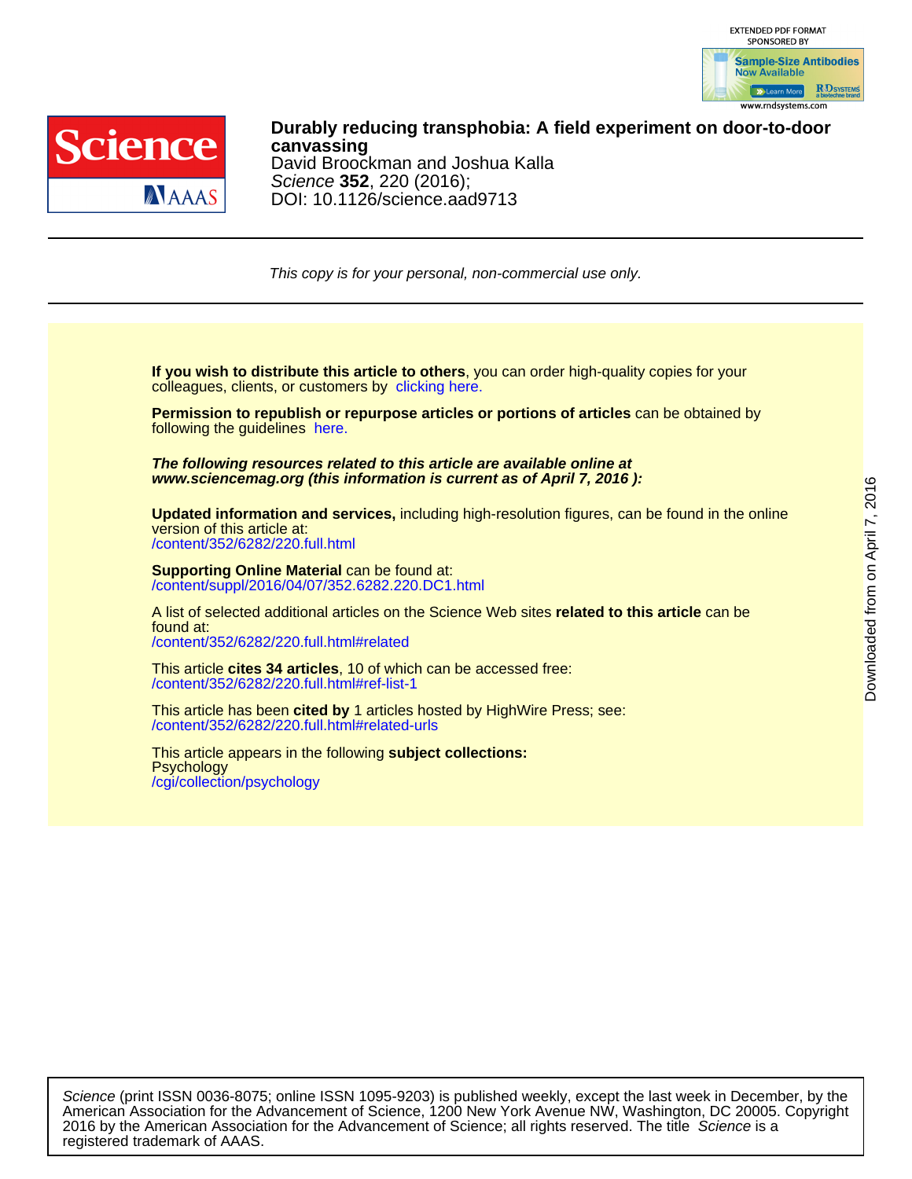**Durably reducing transphobia: A field experiment on door-to-door canvassing**

David Broockman and Joshua Kalla

*Science* **352**, 220 (2016);

DOI: 10.1126/science.aad9713

*This copy is for your personal, non-commercial use only.*

**If you wish to distribute this article to others**, you can order high-quality copies for your colleagues, clients, or customers by clicking here.

**Permission to republish or repurpose articles or portions of articles** can be obtained by following the guidelines here.

***The following resources related to this article are available online at www.sciencemag.org (this information is current as of April 7, 2016 ):***

**Updated information and services,** including high-resolution figures, can be found in the online version of this article at:
/content/352/6282/220.full.html

**Supporting Online Material** can be found at:
/content/suppl/2016/04/07/352.6282.220.DC1.html

A list of selected additional articles on the Science Web sites **related to this article** can be found at:
/content/352/6282/220.full.html#related

This article **cites 34 articles**, 10 of which can be accessed free:
/content/352/6282/220.full.html#ref-list-1

This article has been **cited by** 1 articles hosted by HighWire Press; see:
/content/352/6282/220.full.html#related-urls

This article appears in the following **subject collections:**
Psychology
/cgi/collection/psychology

*Science* (print ISSN 0036-8075; online ISSN 1095-9203) is published weekly, except the last week in December, by the American Association for the Advancement of Science, 1200 New York Avenue NW, Washington, DC 20005. Copyright 2016 by the American Association for the Advancement of Science; all rights reserved. The title *Science* is a registered trademark of AAAS.